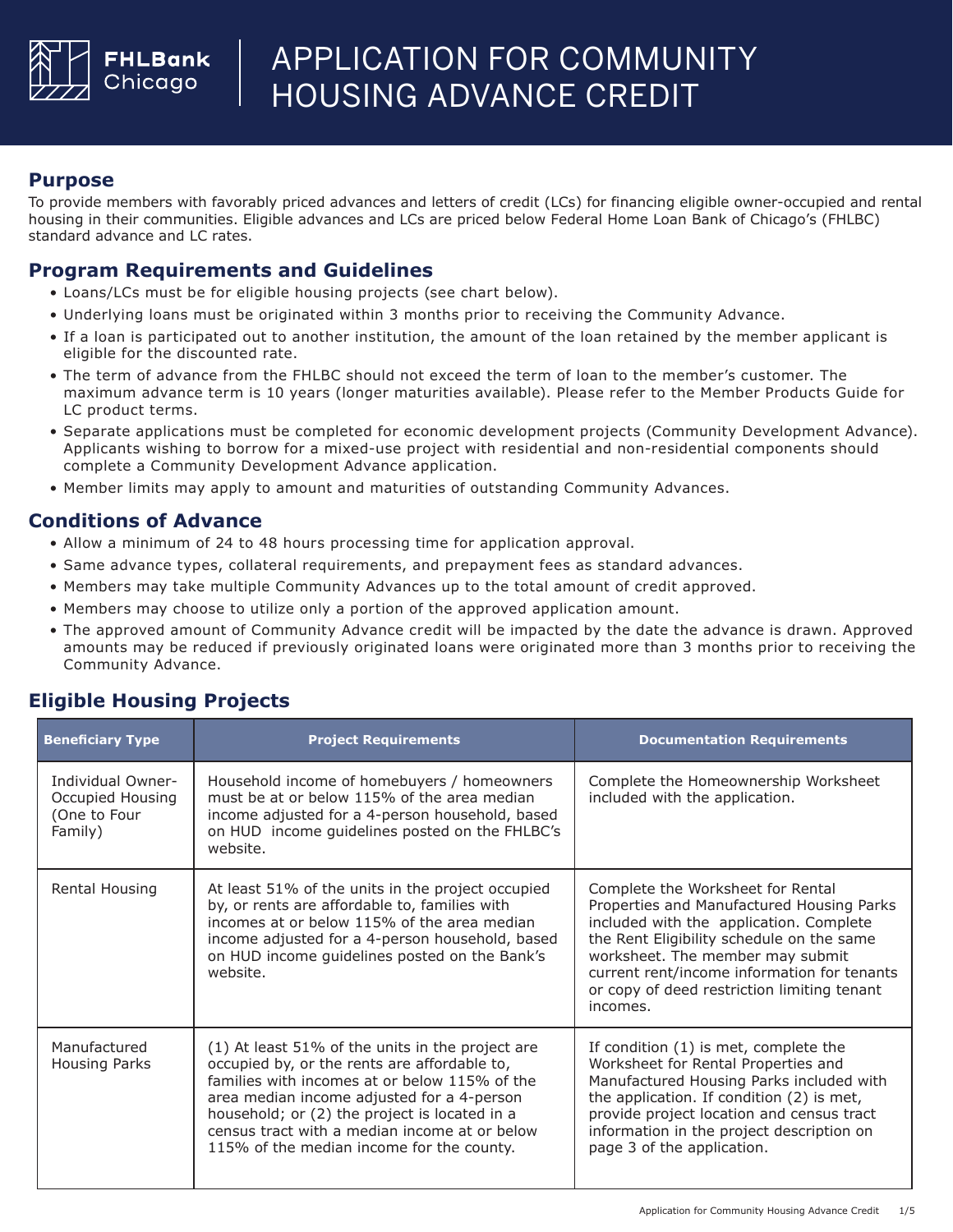# APPLICATION FOR COMMUNITY HOUSING ADVANCE CREDIT

## Purpose

To provide members with favorably priced advances and letters of credit (LCs) for financing eligible owner-occupied and rental housing in their communities. Eligible advances and LCs are priced below Federal Home Loan Bank of Chicago's (FHLBC) standard advance and LC rates.

## Program Requirements and Guidelines

- Loans/LCs must be for eligible housing projects (see chart below).
- Underlying loans must be originated within 3 months prior to receiving the Community Advance.
- If a loan is participated out to another institution, the amount of the loan retained by the member applicant is eligible for the discounted rate.
- The term of advance from the FHLBC should not exceed the term of loan to the member's customer. The maximum advance term is 10 years (longer maturities available). Please refer to the Member Products Guide for LC product terms.
- Separate applications must be completed for economic development projects (Community Development Advance). Applicants wishing to borrow for a mixed-use project with residential and non-residential components should complete a Community Development Advance application.
- Member limits may apply to amount and maturities of outstanding Community Advances.

## Conditions of Advance

- Allow a minimum of 24 to 48 hours processing time for application approval.
- Same advance types, collateral requirements, and prepayment fees as standard advances.
- Members may take multiple Community Advances up to the total amount of credit approved.
- Members may choose to utilize only a portion of the approved application amount.
- The approved amount of Community Advance credit will be impacted by the date the advance is drawn. Approved amounts may be reduced if previously originated loans were originated more than 3 months prior to receiving the Community Advance.

## Eligible Housing Projects

| Beneficiary Type | Project Requirements | Documentation Requirements |
|---|---|---|
| Individual Owner-Occupied Housing (One to Four Family) | Household income of homebuyers / homeowners must be at or below 115% of the area median income adjusted for a 4-person household, based on HUD income guidelines posted on the FHLBC's website. | Complete the Homeownership Worksheet included with the application. |
| Rental Housing | At least 51% of the units in the project occupied by, or rents are affordable to, families with incomes at or below 115% of the area median income adjusted for a 4-person household, based on HUD income guidelines posted on the Bank's website. | Complete the Worksheet for Rental Properties and Manufactured Housing Parks included with the application. Complete the Rent Eligibility schedule on the same worksheet. The member may submit current rent/income information for tenants or copy of deed restriction limiting tenant incomes. |
| Manufactured Housing Parks | (1) At least 51% of the units in the project are occupied by, or the rents are affordable to, families with incomes at or below 115% of the area median income adjusted for a 4-person household; or (2) the project is located in a census tract with a median income at or below 115% of the median income for the county. | If condition (1) is met, complete the Worksheet for Rental Properties and Manufactured Housing Parks included with the application. If condition (2) is met, provide project location and census tract information in the project description on page 3 of the application. |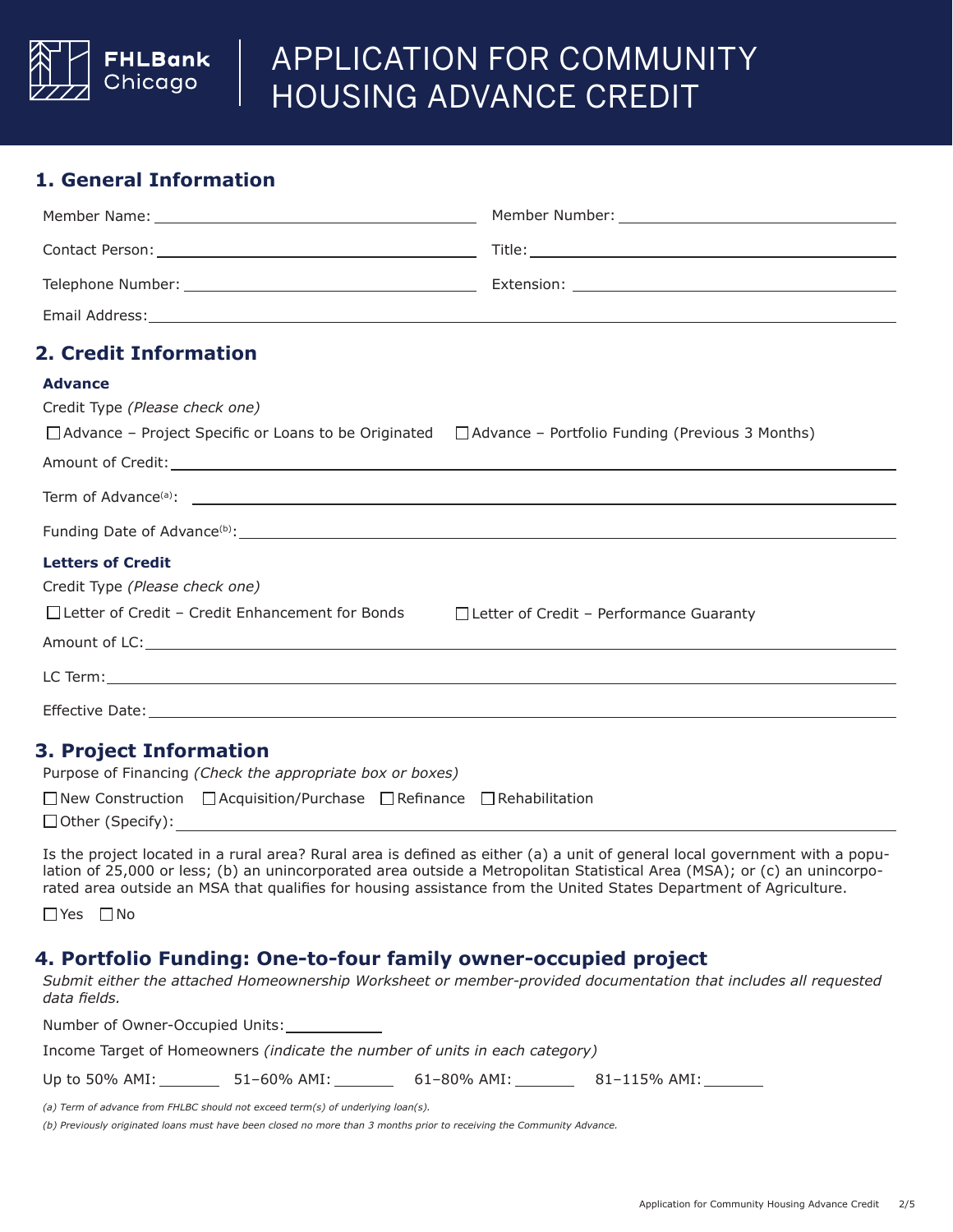# APPLICATION FOR COMMUNITY HOUSING ADVANCE CREDIT

## 1. General Information

Member Name: ______________________ Member Number: ______________________

Contact Person: ______________________ Title: ______________________

Telephone Number: ______________________ Extension: ______________________

Email Address: ______________________

## 2. Credit Information

**Advance**

Credit Type *(Please check one)*

☐ Advance – Project Specific or Loans to be Originated ☐ Advance – Portfolio Funding (Previous 3 Months)

Amount of Credit: ______________________

Term of Advance[(a)]: ______________________

Funding Date of Advance[(b)]: ______________________

**Letters of Credit**

Credit Type *(Please check one)*

☐ Letter of Credit – Credit Enhancement for Bonds ☐ Letter of Credit – Performance Guaranty

Amount of LC: ______________________

LC Term: ______________________

Effective Date: ______________________

## 3. Project Information

Purpose of Financing *(Check the appropriate box or boxes)*

☐ New Construction ☐ Acquisition/Purchase ☐ Refinance ☐ Rehabilitation

☐ Other (Specify): ______________________

Is the project located in a rural area? Rural area is defined as either (a) a unit of general local government with a population of 25,000 or less; (b) an unincorporated area outside a Metropolitan Statistical Area (MSA); or (c) an unincorporated area outside an MSA that qualifies for housing assistance from the United States Department of Agriculture.

☐ Yes ☐ No

## 4. Portfolio Funding: One-to-four family owner-occupied project

*Submit either the attached Homeownership Worksheet or member-provided documentation that includes all requested data fields.*

Number of Owner-Occupied Units: __________

Income Target of Homeowners *(indicate the number of units in each category)*

Up to 50% AMI: ______ 51–60% AMI: ______ 61–80% AMI: ______ 81–115% AMI: ______

*(a) Term of advance from FHLBC should not exceed term(s) of underlying loan(s).*

*(b) Previously originated loans must have been closed no more than 3 months prior to receiving the Community Advance.*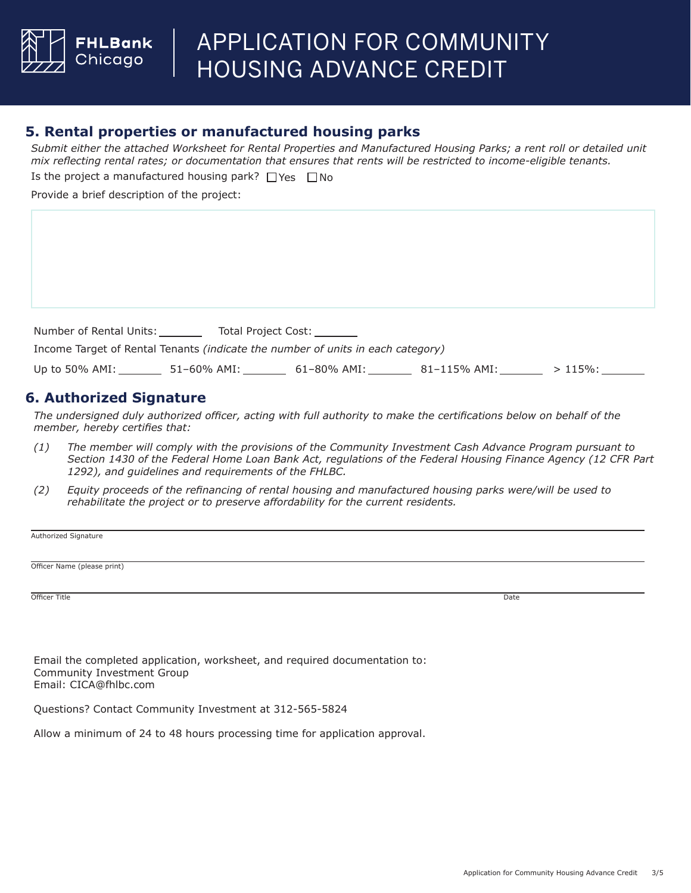# APPLICATION FOR COMMUNITY HOUSING ADVANCE CREDIT

## 5. Rental properties or manufactured housing parks

*Submit either the attached Worksheet for Rental Properties and Manufactured Housing Parks; a rent roll or detailed unit mix reflecting rental rates; or documentation that ensures that rents will be restricted to income-eligible tenants.*

Is the project a manufactured housing park? ☐ Yes ☐ No

Provide a brief description of the project:

Number of Rental Units: _______ Total Project Cost: _______

Income Target of Rental Tenants *(indicate the number of units in each category)*

Up to 50% AMI: _______ 51–60% AMI: _______ 61–80% AMI: _______ 81–115% AMI: _______ > 115%: _______

## 6. Authorized Signature

*The undersigned duly authorized officer, acting with full authority to make the certifications below on behalf of the member, hereby certifies that:*

*(1) The member will comply with the provisions of the Community Investment Cash Advance Program pursuant to Section 1430 of the Federal Home Loan Bank Act, regulations of the Federal Housing Finance Agency (12 CFR Part 1292), and guidelines and requirements of the FHLBC.*

*(2) Equity proceeds of the refinancing of rental housing and manufactured housing parks were/will be used to rehabilitate the project or to preserve affordability for the current residents.*

Authorized Signature

Officer Name (please print)

Officer Title Date

Email the completed application, worksheet, and required documentation to:
Community Investment Group
Email: CICA@fhlbc.com

Questions? Contact Community Investment at 312-565-5824

Allow a minimum of 24 to 48 hours processing time for application approval.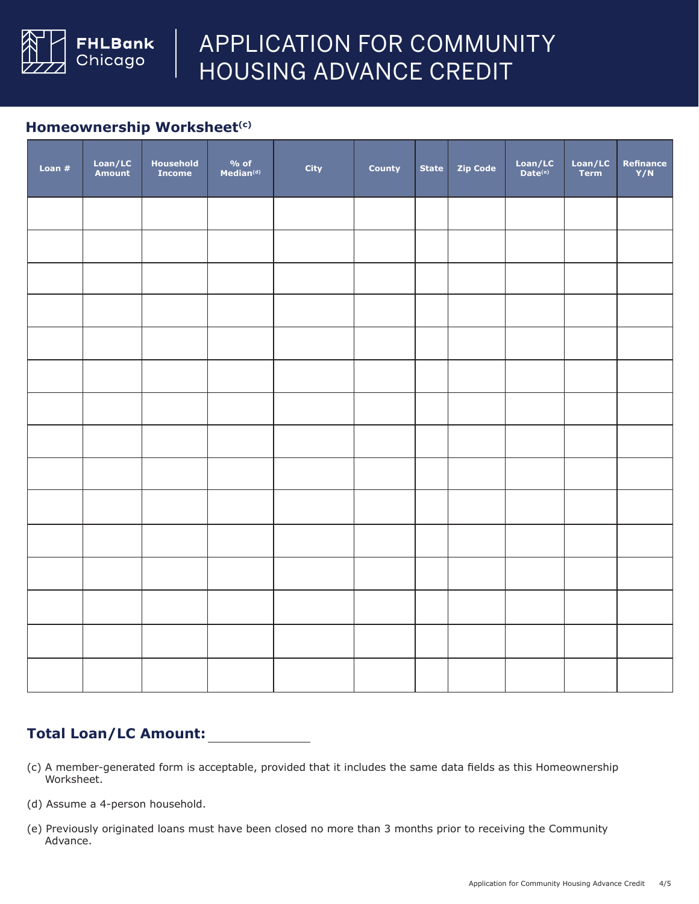# APPLICATION FOR COMMUNITY HOUSING ADVANCE CREDIT

## Homeownership Worksheet[c]

| Loan # | Loan/LC Amount | Household Income | % of Median[d] | City | County | State | Zip Code | Loan/LC Date[e] | Loan/LC Term | Refinance Y/N |
|---|---|---|---|---|---|---|---|---|---|---|
| | | | | | | | | | | |
| | | | | | | | | | | |
| | | | | | | | | | | |
| | | | | | | | | | | |
| | | | | | | | | | | |
| | | | | | | | | | | |
| | | | | | | | | | | |
| | | | | | | | | | | |
| | | | | | | | | | | |
| | | | | | | | | | | |
| | | | | | | | | | | |
| | | | | | | | | | | |
| | | | | | | | | | | |
| | | | | | | | | | | |
| | | | | | | | | | | |

**Total Loan/LC Amount:** ____________

(c) A member-generated form is acceptable, provided that it includes the same data fields as this Homeownership Worksheet.

(d) Assume a 4-person household.

(e) Previously originated loans must have been closed no more than 3 months prior to receiving the Community Advance.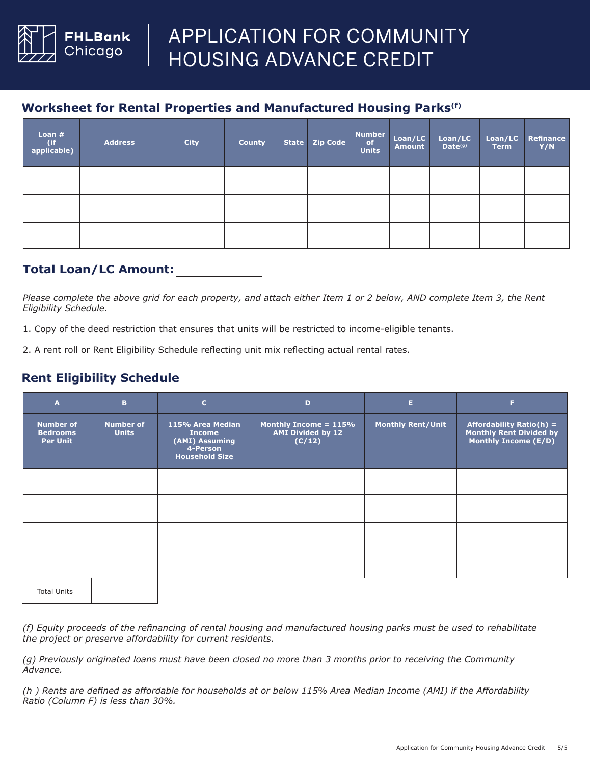# APPLICATION FOR COMMUNITY HOUSING ADVANCE CREDIT

## Worksheet for Rental Properties and Manufactured Housing Parks[(f)]

| Loan # (if applicable) | Address | City | County | State | Zip Code | Number of Units | Loan/LC Amount | Loan/LC Date[(g)] | Loan/LC Term | Refinance Y/N |
|---|---|---|---|---|---|---|---|---|---|---|
| | | | | | | | | | | |
| | | | | | | | | | | |
| | | | | | | | | | | |

**Total Loan/LC Amount:** ____________

*Please complete the above grid for each property, and attach either Item 1 or 2 below, AND complete Item 3, the Rent Eligibility Schedule.*

1. Copy of the deed restriction that ensures that units will be restricted to income-eligible tenants.

2. A rent roll or Rent Eligibility Schedule reflecting unit mix reflecting actual rental rates.

## Rent Eligibility Schedule

| A | B | C | D | E | F |
|---|---|---|---|---|---|
| Number of Bedrooms Per Unit | Number of Units | 115% Area Median Income (AMI) Assuming 4-Person Household Size | Monthly Income = 115% AMI Divided by 12 (C/12) | Monthly Rent/Unit | Affordability Ratio(h) = Monthly Rent Divided by Monthly Income (E/D) |
| | | | | | |
| | | | | | |
| | | | | | |
| | | | | | |
| Total Units | | | | | |

*(f) Equity proceeds of the refinancing of rental housing and manufactured housing parks must be used to rehabilitate the project or preserve affordability for current residents.*

*(g) Previously originated loans must have been closed no more than 3 months prior to receiving the Community Advance.*

*(h ) Rents are defined as affordable for households at or below 115% Area Median Income (AMI) if the Affordability Ratio (Column F) is less than 30%.*